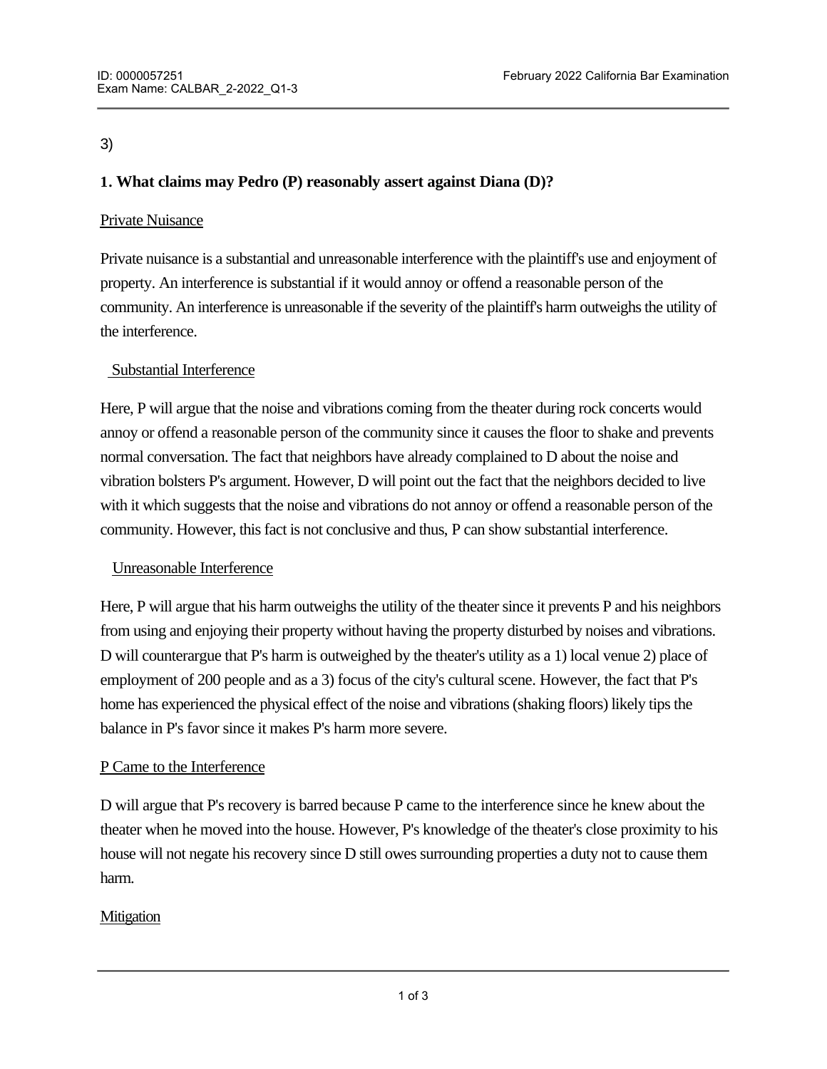3)

**1. What claims may Pedro (P) reasonably assert against Diana (D)?**

Private Nuisance

Private nuisance is a substantial and unreasonable interference with the plaintiff's use and enjoyment of property. An interference is substantial if it would annoy or offend a reasonable person of the community. An interference is unreasonable if the severity of the plaintiff's harm outweighs the utility of the interference.

Substantial Interference

Here, P will argue that the noise and vibrations coming from the theater during rock concerts would annoy or offend a reasonable person of the community since it causes the floor to shake and prevents normal conversation. The fact that neighbors have already complained to D about the noise and vibration bolsters P's argument. However, D will point out the fact that the neighbors decided to live with it which suggests that the noise and vibrations do not annoy or offend a reasonable person of the community. However, this fact is not conclusive and thus, P can show substantial interference.

Unreasonable Interference

Here, P will argue that his harm outweighs the utility of the theater since it prevents P and his neighbors from using and enjoying their property without having the property disturbed by noises and vibrations. D will counterargue that P's harm is outweighed by the theater's utility as a 1) local venue 2) place of employment of 200 people and as a 3) focus of the city's cultural scene. However, the fact that P's home has experienced the physical effect of the noise and vibrations (shaking floors) likely tips the balance in P's favor since it makes P's harm more severe.

P Came to the Interference

D will argue that P's recovery is barred because P came to the interference since he knew about the theater when he moved into the house. However, P's knowledge of the theater's close proximity to his house will not negate his recovery since D still owes surrounding properties a duty not to cause them harm.

Mitigation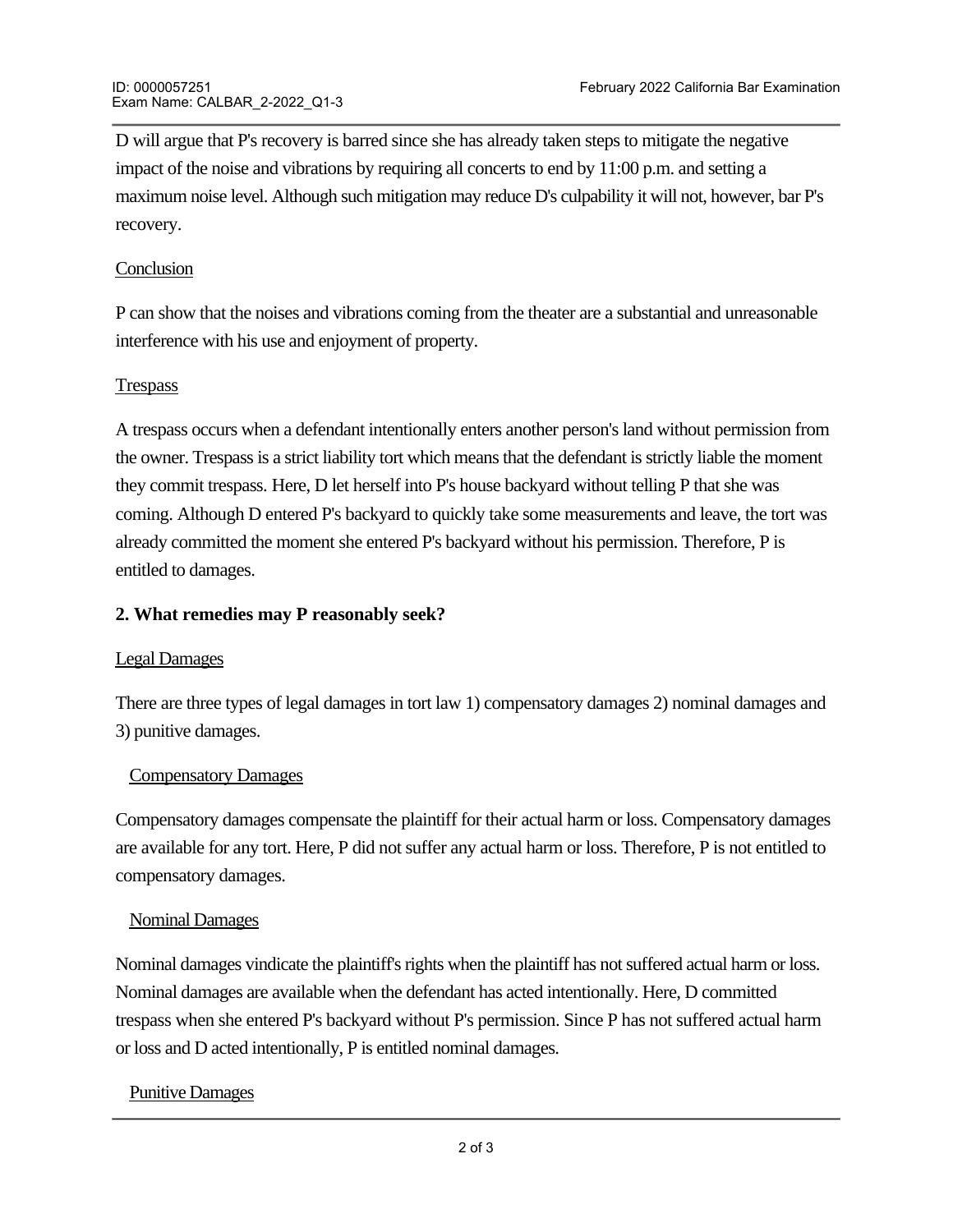D will argue that P's recovery is barred since she has already taken steps to mitigate the negative impact of the noise and vibrations by requiring all concerts to end by 11:00 p.m. and setting a maximum noise level. Although such mitigation may reduce D's culpability it will not, however, bar P's recovery.

<u>Conclusion</u>

P can show that the noises and vibrations coming from the theater are a substantial and unreasonable interference with his use and enjoyment of property.

<u>Trespass</u>

A trespass occurs when a defendant intentionally enters another person's land without permission from the owner. Trespass is a strict liability tort which means that the defendant is strictly liable the moment they commit trespass. Here, D let herself into P's house backyard without telling P that she was coming. Although D entered P's backyard to quickly take some measurements and leave, the tort was already committed the moment she entered P's backyard without his permission. Therefore, P is entitled to damages.

**2. What remedies may P reasonably seek?**

<u>Legal Damages</u>

There are three types of legal damages in tort law 1) compensatory damages 2) nominal damages and 3) punitive damages.

<u>Compensatory Damages</u>

Compensatory damages compensate the plaintiff for their actual harm or loss. Compensatory damages are available for any tort. Here, P did not suffer any actual harm or loss. Therefore, P is not entitled to compensatory damages.

<u>Nominal Damages</u>

Nominal damages vindicate the plaintiff's rights when the plaintiff has not suffered actual harm or loss. Nominal damages are available when the defendant has acted intentionally. Here, D committed trespass when she entered P's backyard without P's permission. Since P has not suffered actual harm or loss and D acted intentionally, P is entitled nominal damages.

<u>Punitive Damages</u>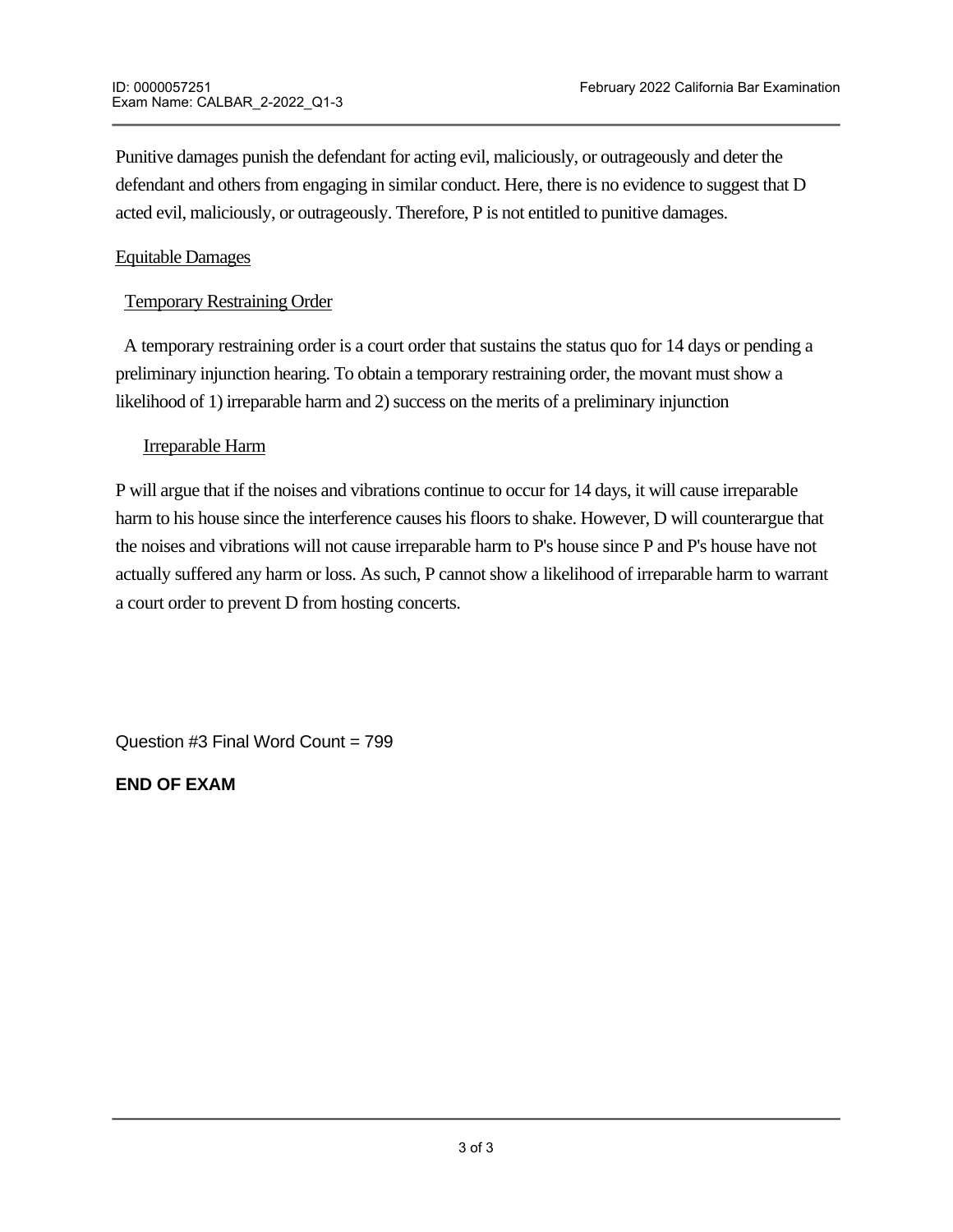Punitive damages punish the defendant for acting evil, maliciously, or outrageously and deter the defendant and others from engaging in similar conduct. Here, there is no evidence to suggest that D acted evil, maliciously, or outrageously. Therefore, P is not entitled to punitive damages.

Equitable Damages

Temporary Restraining Order

A temporary restraining order is a court order that sustains the status quo for 14 days or pending a preliminary injunction hearing. To obtain a temporary restraining order, the movant must show a likelihood of 1) irreparable harm and 2) success on the merits of a preliminary injunction

Irreparable Harm

P will argue that if the noises and vibrations continue to occur for 14 days, it will cause irreparable harm to his house since the interference causes his floors to shake. However, D will counterargue that the noises and vibrations will not cause irreparable harm to P's house since P and P's house have not actually suffered any harm or loss. As such, P cannot show a likelihood of irreparable harm to warrant a court order to prevent D from hosting concerts.

Question #3 Final Word Count = 799

**END OF EXAM**